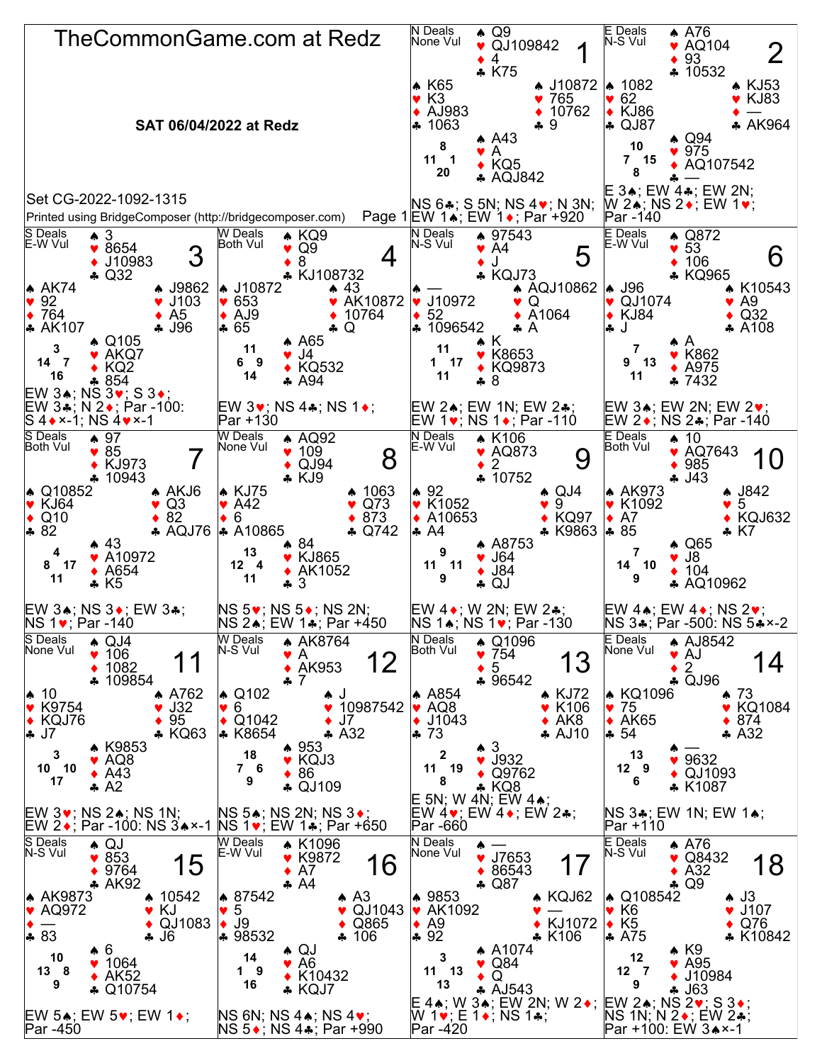# TheCommonGame.com at Redz

**SAT 06/04/2022 at Redz**

Set CG-2022-1092-1315

Printed using BridgeComposer (http://bridgecomposer.com)

---

## Board 1
N Deals, None Vul

- **North**: ♠ Q9 ♥ QJ109842 ♦ 4 ♣ K75
- **West**: ♠ K65 ♥ K3 ♦ AJ983 ♣ 1063
- **East**: ♠ J10872 ♥ 765 ♦ 10762 ♣ 9
- **South**: ♠ A43 ♥ A ♦ KQ5 ♣ AQJ842

HCP: N 8, W 11, E 1, S 20

NS 6♣; S 5N; NS 4♥; N 3N; EW 1♠; EW 1♦; Par +920

## Board 2
E Deals, N-S Vul

- **North**: ♠ A76 ♥ AQ104 ♦ 93 ♣ 10532
- **West**: ♠ 1082 ♥ 62 ♦ KJ86 ♣ QJ87
- **East**: ♠ KJ53 ♥ KJ83 ♦ — ♣ AK964
- **South**: ♠ Q94 ♥ 975 ♦ AQ107542 ♣ —

HCP: N 10, W 7, E 15, S 8

E 3♠; EW 4♣; EW 2N; W 2♠; NS 2♦; EW 1♥; Par -140

## Board 3
S Deals, E-W Vul

- **North**: ♠ 3 ♥ 8654 ♦ J10983 ♣ Q32
- **West**: ♠ AK74 ♥ 92 ♦ 764 ♣ AK107
- **East**: ♠ J9862 ♥ J103 ♦ A5 ♣ J96
- **South**: ♠ Q105 ♥ AKQ7 ♦ KQ2 ♣ 854

HCP: N 3, W 14, E 7, S 16

EW 3♠; NS 3♥; S 3♦; EW 3♣; N 2♦; Par -100: S 4♦×-1; NS 4♥×-1

## Board 4
W Deals, Both Vul

- **North**: ♠ KQ9 ♥ Q9 ♦ 8 ♣ KJ108732
- **West**: ♠ J10872 ♥ 653 ♦ AJ9 ♣ 65
- **East**: ♠ 43 ♥ AK10872 ♦ 10764 ♣ Q
- **South**: ♠ A65 ♥ J4 ♦ KQ532 ♣ A94

HCP: N 11, W 6, E 9, S 14

EW 3♥; NS 4♣; NS 1♦; Par +130

## Board 5
N Deals, N-S Vul

- **North**: ♠ 97543 ♥ A4 ♦ J ♣ KQJ73
- **West**: ♠ — ♥ J10972 ♦ 52 ♣ 1096542
- **East**: ♠ AQJ10862 ♥ Q ♦ A1064 ♣ A
- **South**: ♠ K ♥ K8653 ♦ KQ9873 ♣ 8

HCP: N 11, W 1, E 17, S 11

EW 2♠; EW 1N; EW 2♣; EW 1♥; NS 1♦; Par -110

## Board 6
E Deals, E-W Vul

- **North**: ♠ Q872 ♥ 53 ♦ 106 ♣ KQ965
- **West**: ♠ J96 ♥ QJ1074 ♦ KJ84 ♣ J
- **East**: ♠ K10543 ♥ A9 ♦ Q32 ♣ A108
- **South**: ♠ A ♥ K862 ♦ A975 ♣ 7432

HCP: N 7, W 9, E 13, S 11

EW 3♠; EW 2N; EW 2♥; EW 2♦; NS 2♣; Par -140

## Board 7
S Deals, Both Vul

- **North**: ♠ 97 ♥ 85 ♦ KJ973 ♣ 10943
- **West**: ♠ Q10852 ♥ KJ64 ♦ Q10 ♣ 82
- **East**: ♠ AKJ6 ♥ Q3 ♦ 82 ♣ AQJ76
- **South**: ♠ 43 ♥ A10972 ♦ A654 ♣ K5

HCP: N 4, W 8, E 17, S 11

EW 3♠; NS 3♦; EW 3♣; NS 1♥; Par -140

## Board 8
W Deals, None Vul

- **North**: ♠ AQ92 ♥ 109 ♦ QJ94 ♣ KJ9
- **West**: ♠ KJ75 ♥ A42 ♦ 6 ♣ A10865
- **East**: ♠ 1063 ♥ Q73 ♦ 873 ♣ Q742
- **South**: ♠ 84 ♥ KJ865 ♦ AK1052 ♣ 3

HCP: N 13, W 12, E 4, S 11

NS 5♥; NS 5♦; NS 2N; NS 2♠; EW 1♣; Par +450

## Board 9
N Deals, E-W Vul

- **North**: ♠ K106 ♥ AQ873 ♦ 2 ♣ 10752
- **West**: ♠ 92 ♥ K1052 ♦ A10653 ♣ A4
- **East**: ♠ QJ4 ♥ 9 ♦ KQ97 ♣ K9863
- **South**: ♠ A8753 ♥ J64 ♦ J84 ♣ QJ

HCP: N 9, W 11, E 11, S 9

EW 4♦; W 2N; EW 2♣; NS 1♠; NS 1♥; Par -130

## Board 10
E Deals, Both Vul

- **North**: ♠ 10 ♥ AQ7643 ♦ 985 ♣ J43
- **West**: ♠ AK973 ♥ K1092 ♦ A7 ♣ 85
- **East**: ♠ J842 ♥ 5 ♦ KQJ632 ♣ K7
- **South**: ♠ Q65 ♥ J8 ♦ 104 ♣ AQ10962

HCP: N 7, W 14, E 10, S 9

EW 4♠; EW 4♦; NS 2♥; NS 3♣; Par -500: NS 5♣×-2

## Board 11
S Deals, None Vul

- **North**: ♠ QJ4 ♥ 106 ♦ 1082 ♣ 109854
- **West**: ♠ 10 ♥ K9754 ♦ KQJ76 ♣ J7
- **East**: ♠ A762 ♥ J32 ♦ 95 ♣ KQ63
- **South**: ♠ K9853 ♥ AQ8 ♦ A43 ♣ A2

HCP: N 3, W 10, E 10, S 17

EW 3♥; NS 2♠; NS 1N; EW 2♦; Par -100: NS 3♠×-1

## Board 12
W Deals, N-S Vul

- **North**: ♠ AK8764 ♥ A ♦ AK953 ♣ 7
- **West**: ♠ Q102 ♥ 6 ♦ Q1042 ♣ K8654
- **East**: ♠ J ♥ 10987542 ♦ J7 ♣ A32
- **South**: ♠ 953 ♥ KQJ3 ♦ 86 ♣ QJ109

HCP: N 18, W 7, E 6, S 9

NS 5♠; NS 2N; NS 3♦; NS 1♥; EW 1♣; Par +650

## Board 13
N Deals, Both Vul

- **North**: ♠ Q1096 ♥ 754 ♦ 5 ♣ 96542
- **West**: ♠ A854 ♥ AQ8 ♦ J1043 ♣ 73
- **East**: ♠ KJ72 ♥ K106 ♦ AK8 ♣ AJ10
- **South**: ♠ 3 ♥ J932 ♦ Q9762 ♣ KQ8

HCP: N 2, W 11, E 19, S 8

E 5N; W 4N; EW 4♠; EW 4♥; EW 4♦; EW 2♣; Par -660

## Board 14
E Deals, None Vul

- **North**: ♠ AJ8542 ♥ AJ ♦ 2 ♣ QJ96
- **West**: ♠ KQ1096 ♥ 75 ♦ AK65 ♣ 54
- **East**: ♠ 73 ♥ KQ1084 ♦ 874 ♣ A32
- **South**: ♠ — ♥ 9632 ♦ QJ1093 ♣ K1087

HCP: N 13, W 12, E 9, S 6

NS 3♣; EW 1N; EW 1♠; Par +110

## Board 15
S Deals, N-S Vul

- **North**: ♠ QJ ♥ 853 ♦ 9764 ♣ AK92
- **West**: ♠ AK9873 ♥ AQ972 ♦ — ♣ 83
- **East**: ♠ 10542 ♥ KJ ♦ QJ1083 ♣ J6
- **South**: ♠ 6 ♥ 1064 ♦ AK52 ♣ Q10754

HCP: N 10, W 13, E 8, S 9

EW 5♠; EW 5♥; EW 1♦; Par -450

## Board 16
W Deals, E-W Vul

- **North**: ♠ K1096 ♥ K9872 ♦ A7 ♣ A4
- **West**: ♠ 87542 ♥ 5 ♦ J9 ♣ 98532
- **East**: ♠ A3 ♥ QJ1043 ♦ Q865 ♣ 106
- **South**: ♠ QJ ♥ A6 ♦ K10432 ♣ KQJ7

HCP: N 14, W 1, E 9, S 16

NS 6N; NS 4♠; NS 4♥; NS 5♦; NS 4♣; Par +990

## Board 17
N Deals, None Vul

- **North**: ♠ — ♥ J7653 ♦ 86543 ♣ Q87
- **West**: ♠ 9853 ♥ AK1092 ♦ A9 ♣ 92
- **East**: ♠ KQJ62 ♥ — ♦ KJ1072 ♣ K106
- **South**: ♠ A1074 ♥ Q84 ♦ Q ♣ AJ543

HCP: N 3, W 11, E 13, S 13

E 4♠; W 3♠; EW 2N; W 2♦; W 1♥; E 1♦; NS 1♣; Par -420

## Board 18
E Deals, N-S Vul

- **North**: ♠ A76 ♥ Q8432 ♦ A32 ♣ Q9
- **West**: ♠ Q108542 ♥ K6 ♦ K5 ♣ A75
- **East**: ♠ J3 ♥ J107 ♦ Q76 ♣ K10842
- **South**: ♠ K9 ♥ A95 ♦ J10984 ♣ J63

HCP: N 12, W 12, E 7, S 9

EW 2♠; NS 2♥; S 3♦; NS 1N; N 2♦; EW 2♣; Par +100: EW 3♠×-1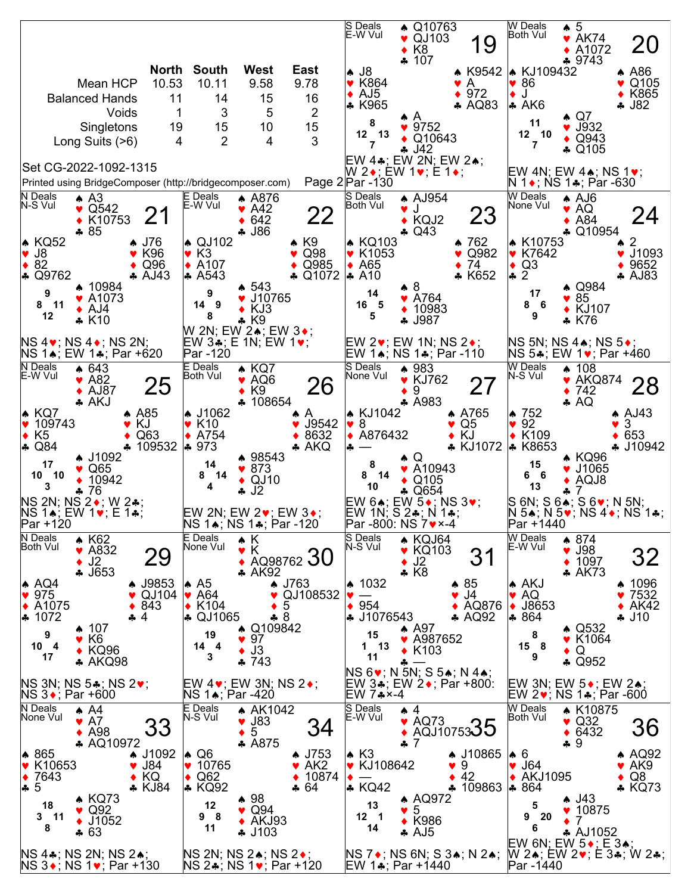| | North | South | West | East |
|---|---|---|---|---|
| Mean HCP | 10.53 | 10.11 | 9.58 | 9.78 |
| Balanced Hands | 11 | 14 | 15 | 16 |
| Voids | 1 | 3 | 5 | 2 |
| Singletons | 19 | 15 | 10 | 15 |
| Long Suits (>6) | 4 | 2 | 4 | 3 |

Set CG-2022-1092-1315

Printed using BridgeComposer (http://bridgecomposer.com)

## Board 19

S Deals, E-W Vul

North: ♠ Q10763 ♥ QJ103 ♦ K8 ♣ 107

West: ♠ J8 ♥ K864 ♦ AJ5 ♣ K965

East: ♠ K9542 ♥ A ♦ 972 ♣ AQ83

South: ♠ A ♥ 9752 ♦ Q10643 ♣ J42

HCP: N 8, W 12, E 13, S 7

EW 4♣; EW 2N; EW 2♠; W 2♦; EW 1♥; E 1♦; Par -130

## Board 20

W Deals, Both Vul

North: ♠ 5 ♥ AK74 ♦ A1072 ♣ 9743

West: ♠ KJ109432 ♥ 86 ♦ J ♣ AK6

East: ♠ A86 ♥ Q105 ♦ K865 ♣ J82

South: ♠ Q7 ♥ J932 ♦ Q943 ♣ Q105

HCP: N 11, W 12, E 10, S 7

EW 4N; EW 4♠; NS 1♥; N 1♦; NS 1♣; Par -630

## Board 21

N Deals, N-S Vul

North: ♠ A3 ♥ Q542 ♦ K10753 ♣ 85

West: ♠ KQ52 ♥ J8 ♦ 82 ♣ Q9762

East: ♠ J76 ♥ K96 ♦ Q96 ♣ AJ43

South: ♠ 10984 ♥ A1073 ♦ AJ4 ♣ K10

HCP: N 9, W 8, E 11, S 12

NS 4♥; NS 4♦; NS 2N; NS 1♠; EW 1♣; Par +620

## Board 22

E Deals, E-W Vul

North: ♠ A876 ♥ A42 ♦ 642 ♣ J86

West: ♠ QJ102 ♥ K3 ♦ A107 ♣ A543

East: ♠ K9 ♥ Q98 ♦ Q985 ♣ Q1072

South: ♠ 543 ♥ J10765 ♦ KJ3 ♣ K9

HCP: N 9, W 14, E 9, S 8

W 2N; EW 2♠; EW 3♦; EW 3♣; E 1N; EW 1♥; Par -120

## Board 23

S Deals, Both Vul

North: ♠ AJ954 ♥ J ♦ KQJ2 ♣ Q43

West: ♠ KQ103 ♥ K1053 ♦ A65 ♣ A10

East: ♠ 762 ♥ Q982 ♦ 74 ♣ K652

South: ♠ 8 ♥ A764 ♦ 10983 ♣ J987

HCP: N 14, W 16, E 5, S 5

EW 2♥; EW 1N; NS 2♦; EW 1♠; NS 1♣; Par -110

## Board 24

W Deals, None Vul

North: ♠ AJ6 ♥ AQ ♦ A84 ♣ Q10954

West: ♠ K10753 ♥ K7642 ♦ Q3 ♣ 2

East: ♠ 2 ♥ J1093 ♦ 9652 ♣ AJ83

South: ♠ Q984 ♥ 85 ♦ KJ107 ♣ K76

HCP: N 17, W 8, E 6, S 9

NS 5N; NS 4♠; NS 5♦; NS 5♣; EW 1♥; Par +460

## Board 25

N Deals, E-W Vul

North: ♠ 643 ♥ A82 ♦ AJ87 ♣ AKJ

West: ♠ KQ7 ♥ 109743 ♦ K5 ♣ Q84

East: ♠ A85 ♥ KJ ♦ Q63 ♣ 109532

South: ♠ J1092 ♥ Q65 ♦ 10942 ♣ 76

HCP: N 17, W 10, E 10, S 3

NS 2N; NS 2♦; W 2♣; NS 1♠; EW 1♥; E 1♣; Par +120

## Board 26

E Deals, Both Vul

North: ♠ KQ7 ♥ AQ6 ♦ K9 ♣ 108654

West: ♠ J1062 ♥ K10 ♦ A754 ♣ 973

East: ♠ A ♥ J9542 ♦ 8632 ♣ AKQ

South: ♠ 98543 ♥ 873 ♦ QJ10 ♣ J2

HCP: N 14, W 8, E 14, S 4

EW 2N; EW 2♥; EW 3♦; NS 1♠; NS 1♣; Par -120

## Board 27

S Deals, None Vul

North: ♠ 983 ♥ KJ762 ♦ 9 ♣ A983

West: ♠ KJ1042 ♥ 8 ♦ A876432 ♣ —

East: ♠ A765 ♥ Q5 ♦ KJ ♣ KJ1072

South: ♠ Q ♥ A10943 ♦ Q105 ♣ Q654

HCP: N 8, W 8, E 14, S 10

EW 6♠; EW 5♦; NS 3♥; EW 1N; S 2♣; N 1♣; Par -800: NS 7♥×-4

## Board 28

W Deals, N-S Vul

North: ♠ 108 ♥ AKQ874 ♦ 742 ♣ AQ

West: ♠ 752 ♥ 92 ♦ K109 ♣ K8653

East: ♠ AJ43 ♥ 3 ♦ 653 ♣ J10942

South: ♠ KQ96 ♥ J1065 ♦ AQJ8 ♣ 7

HCP: N 15, W 6, E 6, S 13

S 6N; S 6♠; S 6♥; N 5N; N 5♠; N 5♥; NS 4♦; NS 1♣; Par +1440

## Board 29

N Deals, Both Vul

North: ♠ K62 ♥ A832 ♦ J2 ♣ J653

West: ♠ AQ4 ♥ 975 ♦ A1075 ♣ 1072

East: ♠ J9853 ♥ QJ104 ♦ 843 ♣ 4

South: ♠ 107 ♥ K6 ♦ KQ96 ♣ AKQ98

HCP: N 9, W 10, E 4, S 17

NS 3N; NS 5♣; NS 2♥; NS 3♦; Par +600

## Board 30

E Deals, None Vul

North: ♠ K ♥ K ♦ AQ98762 ♣ AK92

West: ♠ A5 ♥ A64 ♦ K104 ♣ QJ1065

East: ♠ J763 ♥ QJ108532 ♦ 5 ♣ 8

South: ♠ Q109842 ♥ 97 ♦ J3 ♣ 743

HCP: N 19, W 14, E 4, S 3

EW 4♥; EW 3N; NS 2♦; NS 1♠; Par -420

## Board 31

S Deals, N-S Vul

North: ♠ KQJ64 ♥ KQ103 ♦ J2 ♣ K8

West: ♠ 1032 ♥ — ♦ 954 ♣ J1076543

East: ♠ 85 ♥ J4 ♦ AQ876 ♣ AQ92

South: ♠ A97 ♥ A987652 ♦ K103 ♣ —

HCP: N 15, W 1, E 13, S 11

NS 6♥; N 5N; S 5♠; N 4♠; EW 3♣; EW 2♦; Par +800: EW 7♣×-4

## Board 32

W Deals, E-W Vul

North: ♠ 874 ♥ J98 ♦ 1097 ♣ AK73

West: ♠ AKJ ♥ AQ ♦ J8653 ♣ 864

East: ♠ 1096 ♥ 7532 ♦ AK42 ♣ J10

South: ♠ Q532 ♥ K1064 ♦ Q ♣ Q952

HCP: N 8, W 15, E 8, S 9

EW 3N; EW 5♦; EW 2♠; EW 2♥; NS 1♣; Par -600

## Board 33

N Deals, None Vul

North: ♠ A4 ♥ A7 ♦ A98 ♣ AQ10972

West: ♠ 865 ♥ K10653 ♦ 7643 ♣ 5

East: ♠ J1092 ♥ J84 ♦ KQ ♣ KJ84

South: ♠ KQ73 ♥ Q92 ♦ J1052 ♣ 63

HCP: N 18, W 3, E 11, S 8

NS 4♣; NS 2N; NS 2♠; NS 3♦; NS 1♥; Par +130

## Board 34

E Deals, N-S Vul

North: ♠ AK1042 ♥ J83 ♦ 5 ♣ A875

West: ♠ Q6 ♥ 10765 ♦ Q62 ♣ KQ92

East: ♠ J753 ♥ AK2 ♦ 10874 ♣ 64

South: ♠ 98 ♥ Q94 ♦ AKJ93 ♣ J103

HCP: N 12, W 9, E 8, S 11

NS 2N; NS 2♠; NS 2♦; NS 2♣; NS 1♥; Par +120

## Board 35

S Deals, E-W Vul

North: ♠ 4 ♥ AQ73 ♦ AQJ10753 ♣ 7

West: ♠ K3 ♥ KJ108642 ♦ — ♣ KQ42

East: ♠ J10865 ♥ 9 ♦ 42 ♣ 109863

South: ♠ AQ972 ♥ 5 ♦ K986 ♣ AJ5

HCP: N 13, W 12, E 1, S 14

NS 7♦; NS 6N; S 3♠; N 2♠; EW 1♣; Par +1440

## Board 36

W Deals, Both Vul

North: ♠ K10875 ♥ Q32 ♦ 6432 ♣ 9

West: ♠ 6 ♥ J64 ♦ AKJ1095 ♣ 864

East: ♠ AQ92 ♥ AK9 ♦ Q8 ♣ KQ73

South: ♠ J43 ♥ 10875 ♦ 7 ♣ AJ1052

HCP: N 5, W 9, E 20, S 6

EW 6N; EW 5♦; E 3♠; W 2♠; EW 2♥; E 3♣; W 2♣; Par -1440